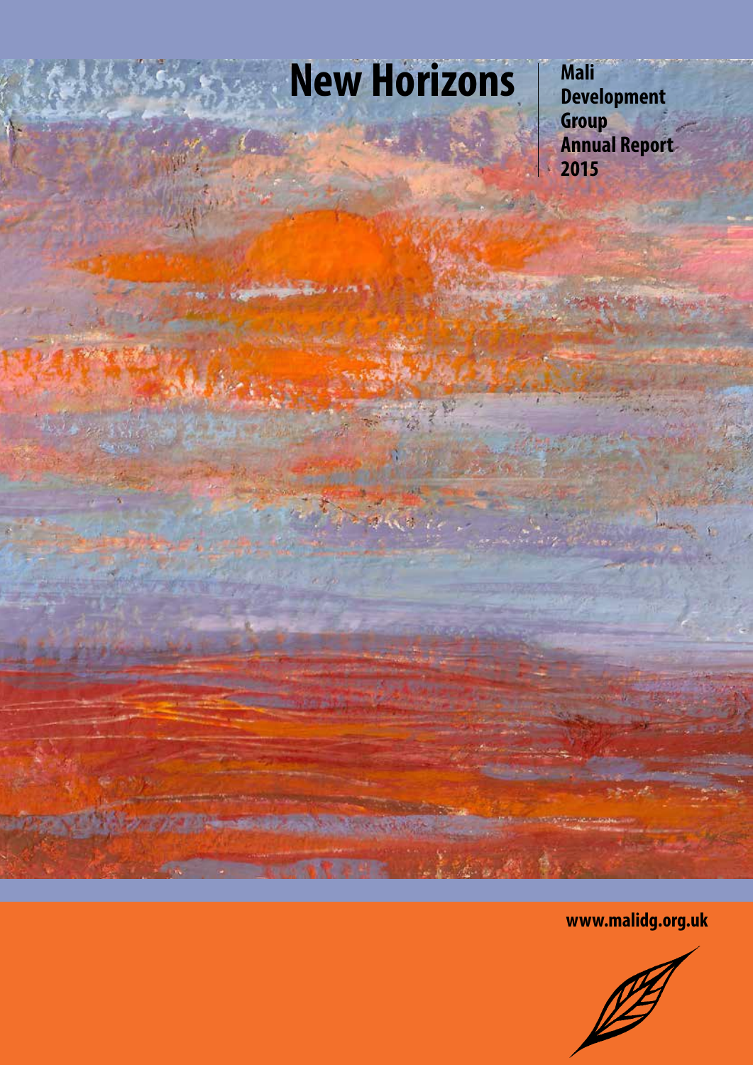# New Horizons

**Mali Development Group Annual Report 2015**

**www.malidg.org.uk**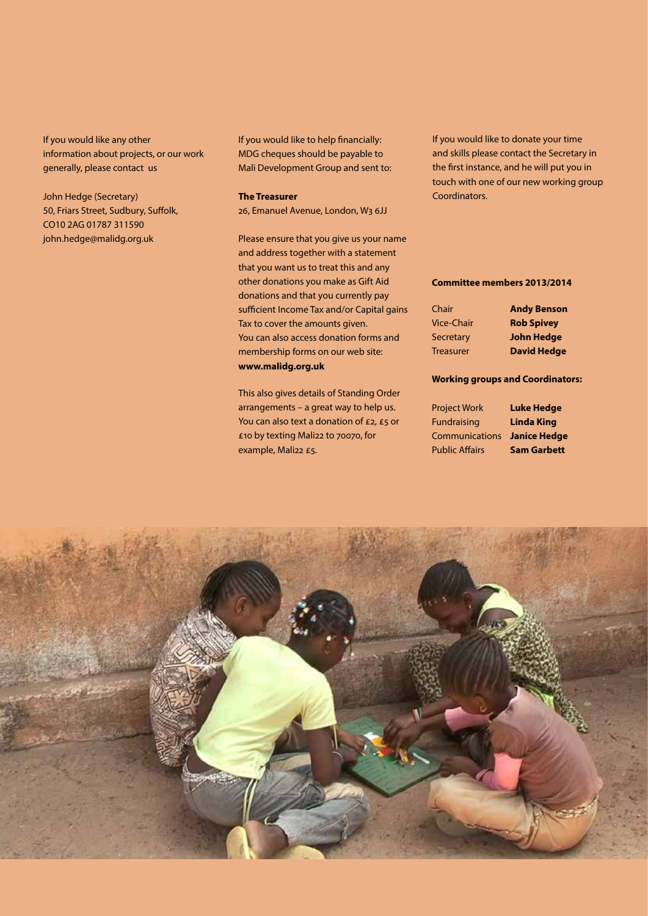If you would like any other information about projects, or our work generally, please contact us

John Hedge (Secretary)
50, Friars Street, Sudbury, Suffolk, CO10 2AG 01787 311590
john.hedge@malidg.org.uk

If you would like to help financially: MDG cheques should be payable to Mali Development Group and sent to:

**The Treasurer**
26, Emanuel Avenue, London, W3 6JJ

Please ensure that you give us your name and address together with a statement that you want us to treat this and any other donations you make as Gift Aid donations and that you currently pay sufficient Income Tax and/or Capital gains Tax to cover the amounts given. You can also access donation forms and membership forms on our web site: **www.malidg.org.uk**

This also gives details of Standing Order arrangements – a great way to help us. You can also text a donation of £2, £5 or £10 by texting Mali22 to 70070, for example, Mali22 £5.

If you would like to donate your time and skills please contact the Secretary in the first instance, and he will put you in touch with one of our new working group Coordinators.

**Committee members 2013/2014**

| | |
|---|---|
| Chair | **Andy Benson** |
| Vice-Chair | **Rob Spivey** |
| Secretary | **John Hedge** |
| Treasurer | **David Hedge** |

**Working groups and Coordinators:**

| | |
|---|---|
| Project Work | **Luke Hedge** |
| Fundraising | **Linda King** |
| Communications | **Janice Hedge** |
| Public Affairs | **Sam Garbett** |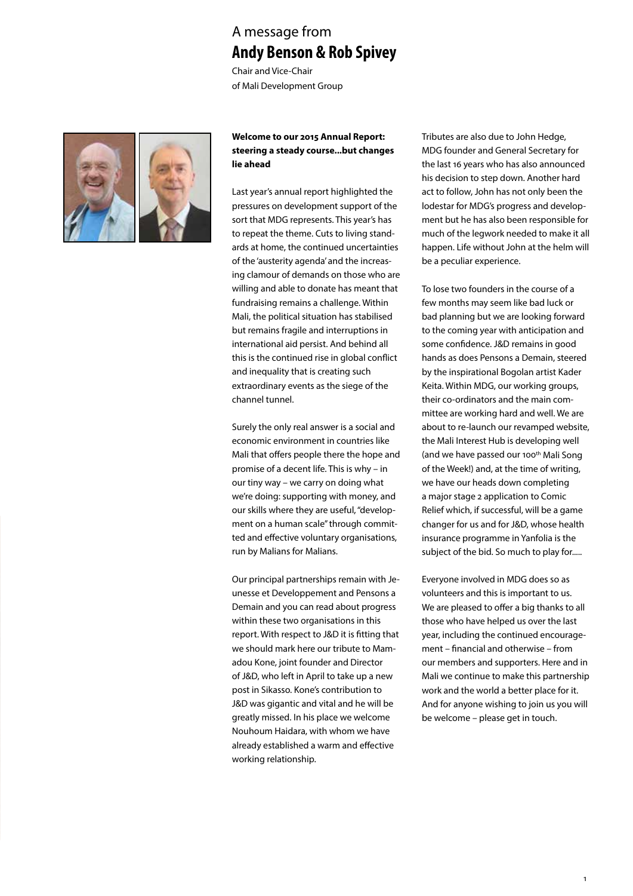# A message from
## Andy Benson & Rob Spivey

Chair and Vice-Chair
of Mali Development Group

**Welcome to our 2015 Annual Report: steering a steady course...but changes lie ahead**

Last year's annual report highlighted the pressures on development support of the sort that MDG represents. This year's has to repeat the theme. Cuts to living standards at home, the continued uncertainties of the 'austerity agenda' and the increasing clamour of demands on those who are willing and able to donate has meant that fundraising remains a challenge. Within Mali, the political situation has stabilised but remains fragile and interruptions in international aid persist. And behind all this is the continued rise in global conflict and inequality that is creating such extraordinary events as the siege of the channel tunnel.

Surely the only real answer is a social and economic environment in countries like Mali that offers people there the hope and promise of a decent life. This is why – in our tiny way – we carry on doing what we're doing: supporting with money, and our skills where they are useful, "development on a human scale" through committed and effective voluntary organisations, run by Malians for Malians.

Our principal partnerships remain with Jeunesse et Developpement and Pensons a Demain and you can read about progress within these two organisations in this report. With respect to J&D it is fitting that we should mark here our tribute to Mamadou Kone, joint founder and Director of J&D, who left in April to take up a new post in Sikasso. Kone's contribution to J&D was gigantic and vital and he will be greatly missed. In his place we welcome Nouhoum Haidara, with whom we have already established a warm and effective working relationship.

Tributes are also due to John Hedge, MDG founder and General Secretary for the last 16 years who has also announced his decision to step down. Another hard act to follow, John has not only been the lodestar for MDG's progress and development but he has also been responsible for much of the legwork needed to make it all happen. Life without John at the helm will be a peculiar experience.

To lose two founders in the course of a few months may seem like bad luck or bad planning but we are looking forward to the coming year with anticipation and some confidence. J&D remains in good hands as does Pensons a Demain, steered by the inspirational Bogolan artist Kader Keita. Within MDG, our working groups, their co-ordinators and the main committee are working hard and well. We are about to re-launch our revamped website, the Mali Interest Hub is developing well (and we have passed our 100th Mali Song of the Week!) and, at the time of writing, we have our heads down completing a major stage 2 application to Comic Relief which, if successful, will be a game changer for us and for J&D, whose health insurance programme in Yanfolia is the subject of the bid. So much to play for.....

Everyone involved in MDG does so as volunteers and this is important to us. We are pleased to offer a big thanks to all those who have helped us over the last year, including the continued encouragement – financial and otherwise – from our members and supporters. Here and in Mali we continue to make this partnership work and the world a better place for it. And for anyone wishing to join us you will be welcome – please get in touch.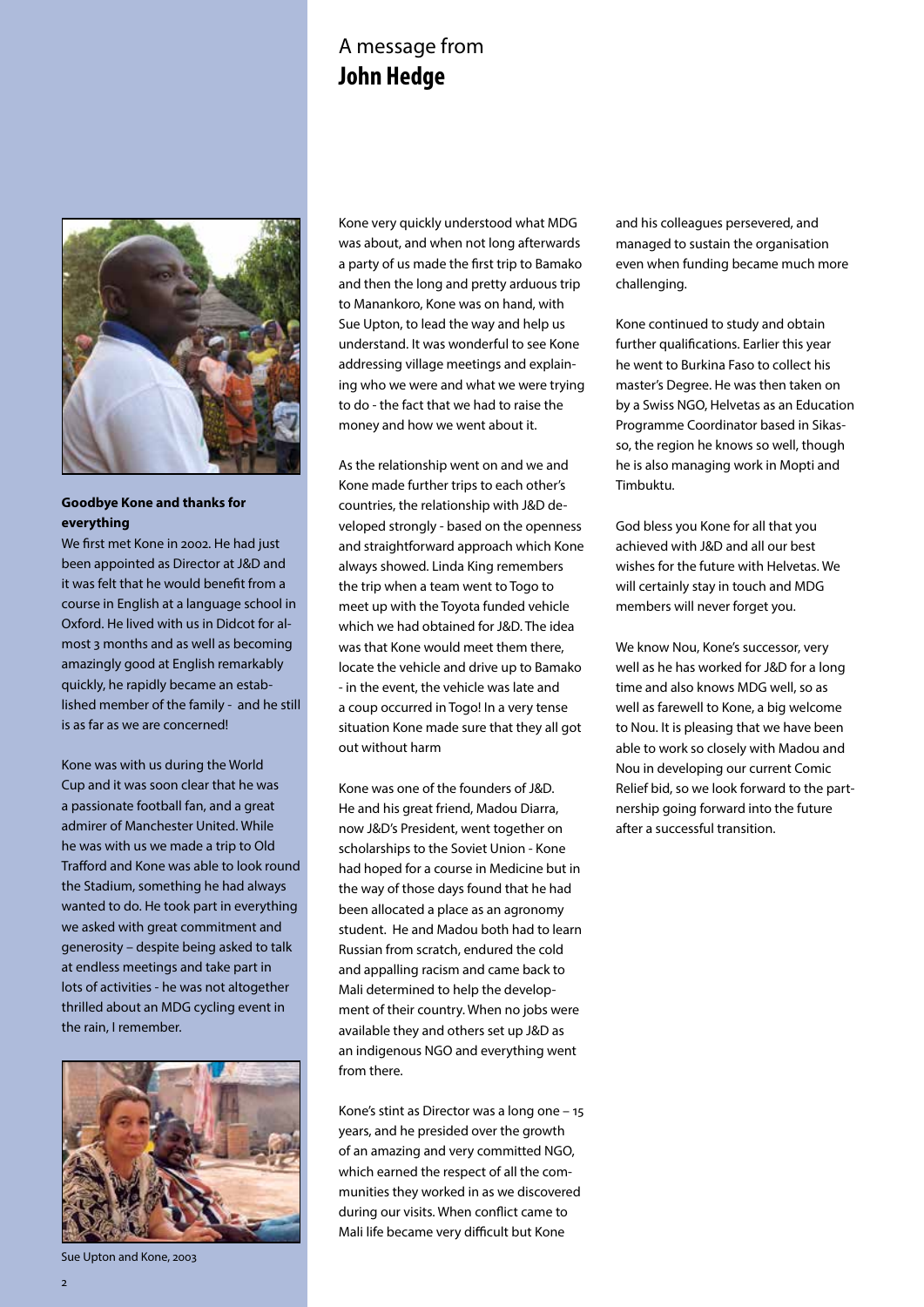# A message from **John Hedge**

### Goodbye Kone and thanks for everything

We first met Kone in 2002. He had just been appointed as Director at J&D and it was felt that he would benefit from a course in English at a language school in Oxford. He lived with us in Didcot for almost 3 months and as well as becoming amazingly good at English remarkably quickly, he rapidly became an established member of the family - and he still is as far as we are concerned!

Kone was with us during the World Cup and it was soon clear that he was a passionate football fan, and a great admirer of Manchester United. While he was with us we made a trip to Old Trafford and Kone was able to look round the Stadium, something he had always wanted to do. He took part in everything we asked with great commitment and generosity – despite being asked to talk at endless meetings and take part in lots of activities - he was not altogether thrilled about an MDG cycling event in the rain, I remember.

Sue Upton and Kone, 2003

Kone very quickly understood what MDG was about, and when not long afterwards a party of us made the first trip to Bamako and then the long and pretty arduous trip to Manankoro, Kone was on hand, with Sue Upton, to lead the way and help us understand. It was wonderful to see Kone addressing village meetings and explaining who we were and what we were trying to do - the fact that we had to raise the money and how we went about it.

As the relationship went on and we and Kone made further trips to each other's countries, the relationship with J&D developed strongly - based on the openness and straightforward approach which Kone always showed. Linda King remembers the trip when a team went to Togo to meet up with the Toyota funded vehicle which we had obtained for J&D. The idea was that Kone would meet them there, locate the vehicle and drive up to Bamako - in the event, the vehicle was late and a coup occurred in Togo! In a very tense situation Kone made sure that they all got out without harm

Kone was one of the founders of J&D. He and his great friend, Madou Diarra, now J&D's President, went together on scholarships to the Soviet Union - Kone had hoped for a course in Medicine but in the way of those days found that he had been allocated a place as an agronomy student. He and Madou both had to learn Russian from scratch, endured the cold and appalling racism and came back to Mali determined to help the development of their country. When no jobs were available they and others set up J&D as an indigenous NGO and everything went from there.

Kone's stint as Director was a long one – 15 years, and he presided over the growth of an amazing and very committed NGO, which earned the respect of all the communities they worked in as we discovered during our visits. When conflict came to Mali life became very difficult but Kone and his colleagues persevered, and managed to sustain the organisation even when funding became much more challenging.

Kone continued to study and obtain further qualifications. Earlier this year he went to Burkina Faso to collect his master's Degree. He was then taken on by a Swiss NGO, Helvetas as an Education Programme Coordinator based in Sikasso, the region he knows so well, though he is also managing work in Mopti and Timbuktu.

God bless you Kone for all that you achieved with J&D and all our best wishes for the future with Helvetas. We will certainly stay in touch and MDG members will never forget you.

We know Nou, Kone's successor, very well as he has worked for J&D for a long time and also knows MDG well, so as well as farewell to Kone, a big welcome to Nou. It is pleasing that we have been able to work so closely with Madou and Nou in developing our current Comic Relief bid, so we look forward to the partnership going forward into the future after a successful transition.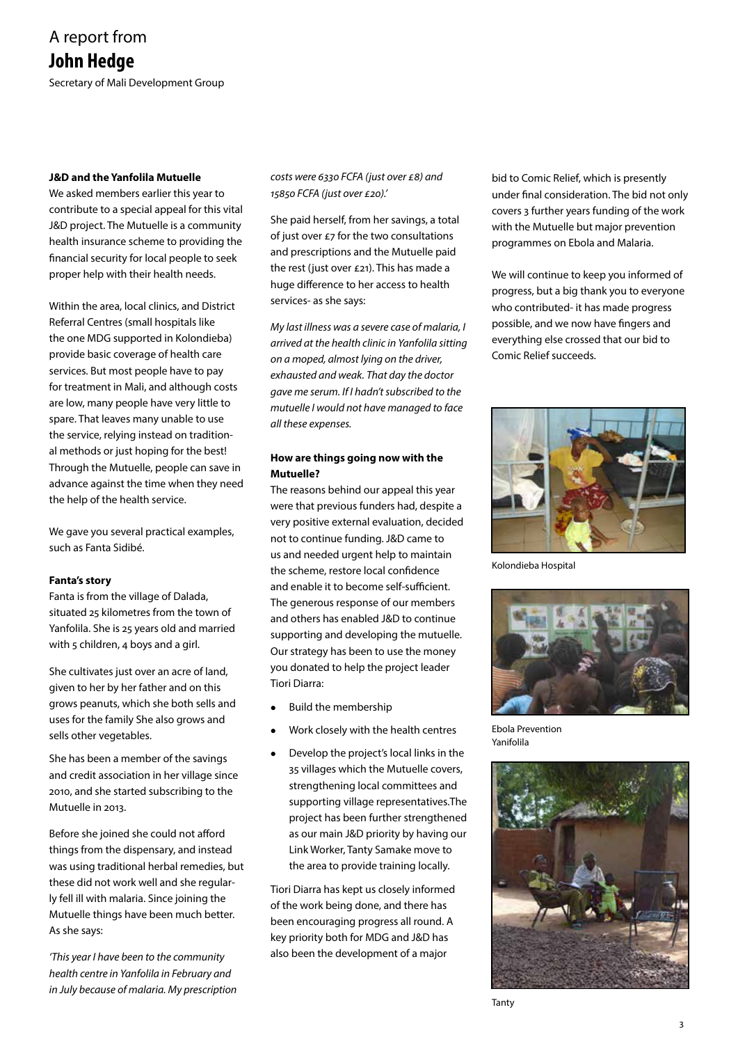# A report from
## John Hedge

Secretary of Mali Development Group

**J&D and the Yanfolila Mutuelle**

We asked members earlier this year to contribute to a special appeal for this vital J&D project. The Mutuelle is a community health insurance scheme to providing the financial security for local people to seek proper help with their health needs.

Within the area, local clinics, and District Referral Centres (small hospitals like the one MDG supported in Kolondieba) provide basic coverage of health care services. But most people have to pay for treatment in Mali, and although costs are low, many people have very little to spare. That leaves many unable to use the service, relying instead on traditional methods or just hoping for the best! Through the Mutuelle, people can save in advance against the time when they need the help of the health service.

We gave you several practical examples, such as Fanta Sidibé.

**Fanta's story**

Fanta is from the village of Dalada, situated 25 kilometres from the town of Yanfolila. She is 25 years old and married with 5 children, 4 boys and a girl.

She cultivates just over an acre of land, given to her by her father and on this grows peanuts, which she both sells and uses for the family She also grows and sells other vegetables.

She has been a member of the savings and credit association in her village since 2010, and she started subscribing to the Mutuelle in 2013.

Before she joined she could not afford things from the dispensary, and instead was using traditional herbal remedies, but these did not work well and she regularly fell ill with malaria. Since joining the Mutuelle things have been much better. As she says:

*'This year I have been to the community health centre in Yanfolila in February and in July because of malaria. My prescription costs were 6330 FCFA (just over £8) and 15850 FCFA (just over £20).'*

She paid herself, from her savings, a total of just over £7 for the two consultations and prescriptions and the Mutuelle paid the rest (just over £21). This has made a huge difference to her access to health services- as she says:

*My last illness was a severe case of malaria, I arrived at the health clinic in Yanfolila sitting on a moped, almost lying on the driver, exhausted and weak. That day the doctor gave me serum. If I hadn't subscribed to the mutuelle I would not have managed to face all these expenses.*

**How are things going now with the Mutuelle?**

The reasons behind our appeal this year were that previous funders had, despite a very positive external evaluation, decided not to continue funding. J&D came to us and needed urgent help to maintain the scheme, restore local confidence and enable it to become self-sufficient. The generous response of our members and others has enabled J&D to continue supporting and developing the mutuelle. Our strategy has been to use the money you donated to help the project leader Tiori Diarra:

- Build the membership
- Work closely with the health centres
- Develop the project's local links in the 35 villages which the Mutuelle covers, strengthening local committees and supporting village representatives.The project has been further strengthened as our main J&D priority by having our Link Worker, Tanty Samake move to the area to provide training locally.

Tiori Diarra has kept us closely informed of the work being done, and there has been encouraging progress all round. A key priority both for MDG and J&D has also been the development of a major bid to Comic Relief, which is presently under final consideration. The bid not only covers 3 further years funding of the work with the Mutuelle but major prevention programmes on Ebola and Malaria.

We will continue to keep you informed of progress, but a big thank you to everyone who contributed- it has made progress possible, and we now have fingers and everything else crossed that our bid to Comic Relief succeeds.

Kolondieba Hospital

Ebola Prevention Yanifolila

Tanty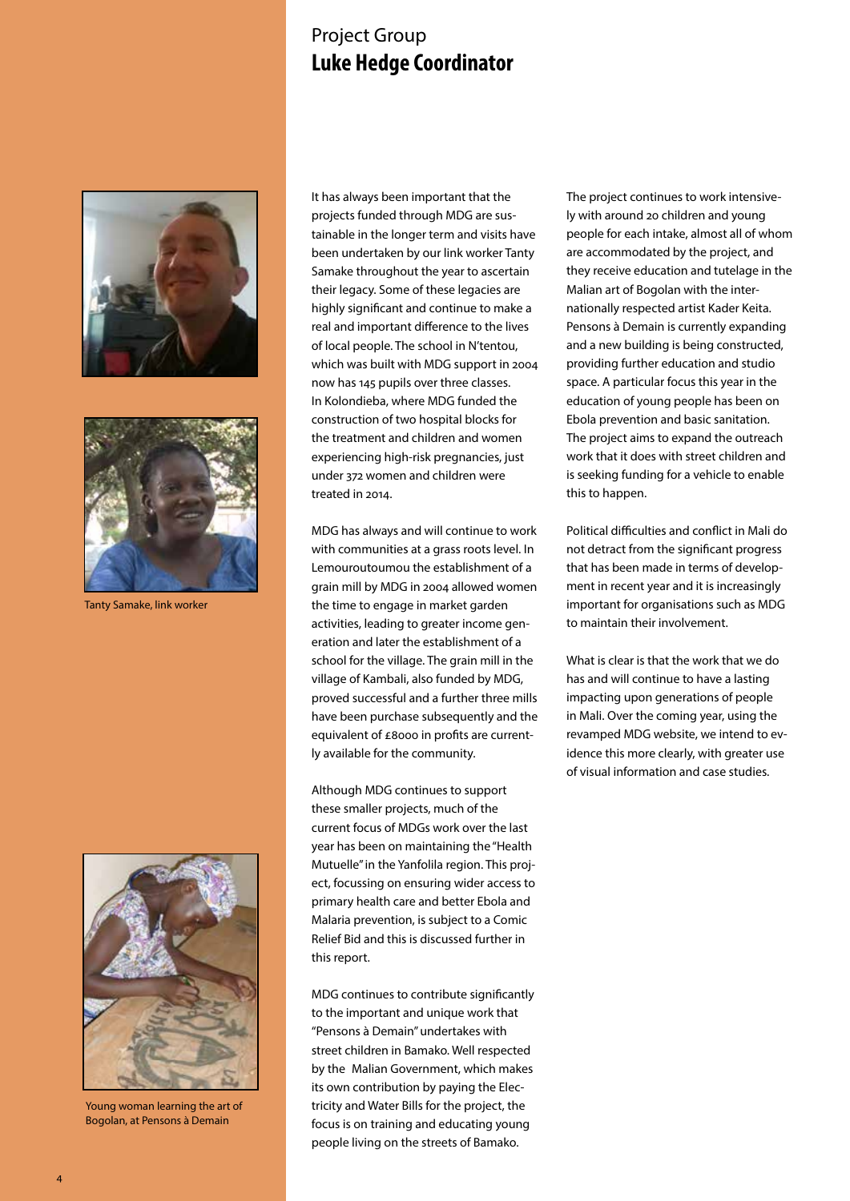Project Group

## Luke Hedge Coordinator

Tanty Samake, link worker

Young woman learning the art of Bogolan, at Pensons à Demain

It has always been important that the projects funded through MDG are sustainable in the longer term and visits have been undertaken by our link worker Tanty Samake throughout the year to ascertain their legacy. Some of these legacies are highly significant and continue to make a real and important difference to the lives of local people. The school in N'tentou, which was built with MDG support in 2004 now has 145 pupils over three classes. In Kolondieba, where MDG funded the construction of two hospital blocks for the treatment and children and women experiencing high-risk pregnancies, just under 372 women and children were treated in 2014.

MDG has always and will continue to work with communities at a grass roots level. In Lemouroutoumou the establishment of a grain mill by MDG in 2004 allowed women the time to engage in market garden activities, leading to greater income generation and later the establishment of a school for the village. The grain mill in the village of Kambali, also funded by MDG, proved successful and a further three mills have been purchase subsequently and the equivalent of £8000 in profits are currently available for the community.

Although MDG continues to support these smaller projects, much of the current focus of MDGs work over the last year has been on maintaining the "Health Mutuelle" in the Yanfolila region. This project, focussing on ensuring wider access to primary health care and better Ebola and Malaria prevention, is subject to a Comic Relief Bid and this is discussed further in this report.

MDG continues to contribute significantly to the important and unique work that "Pensons à Demain" undertakes with street children in Bamako. Well respected by the Malian Government, which makes its own contribution by paying the Electricity and Water Bills for the project, the focus is on training and educating young people living on the streets of Bamako.

The project continues to work intensively with around 20 children and young people for each intake, almost all of whom are accommodated by the project, and they receive education and tutelage in the Malian art of Bogolan with the internationally respected artist Kader Keita. Pensons à Demain is currently expanding and a new building is being constructed, providing further education and studio space. A particular focus this year in the education of young people has been on Ebola prevention and basic sanitation. The project aims to expand the outreach work that it does with street children and is seeking funding for a vehicle to enable this to happen.

Political difficulties and conflict in Mali do not detract from the significant progress that has been made in terms of development in recent year and it is increasingly important for organisations such as MDG to maintain their involvement.

What is clear is that the work that we do has and will continue to have a lasting impacting upon generations of people in Mali. Over the coming year, using the revamped MDG website, we intend to evidence this more clearly, with greater use of visual information and case studies.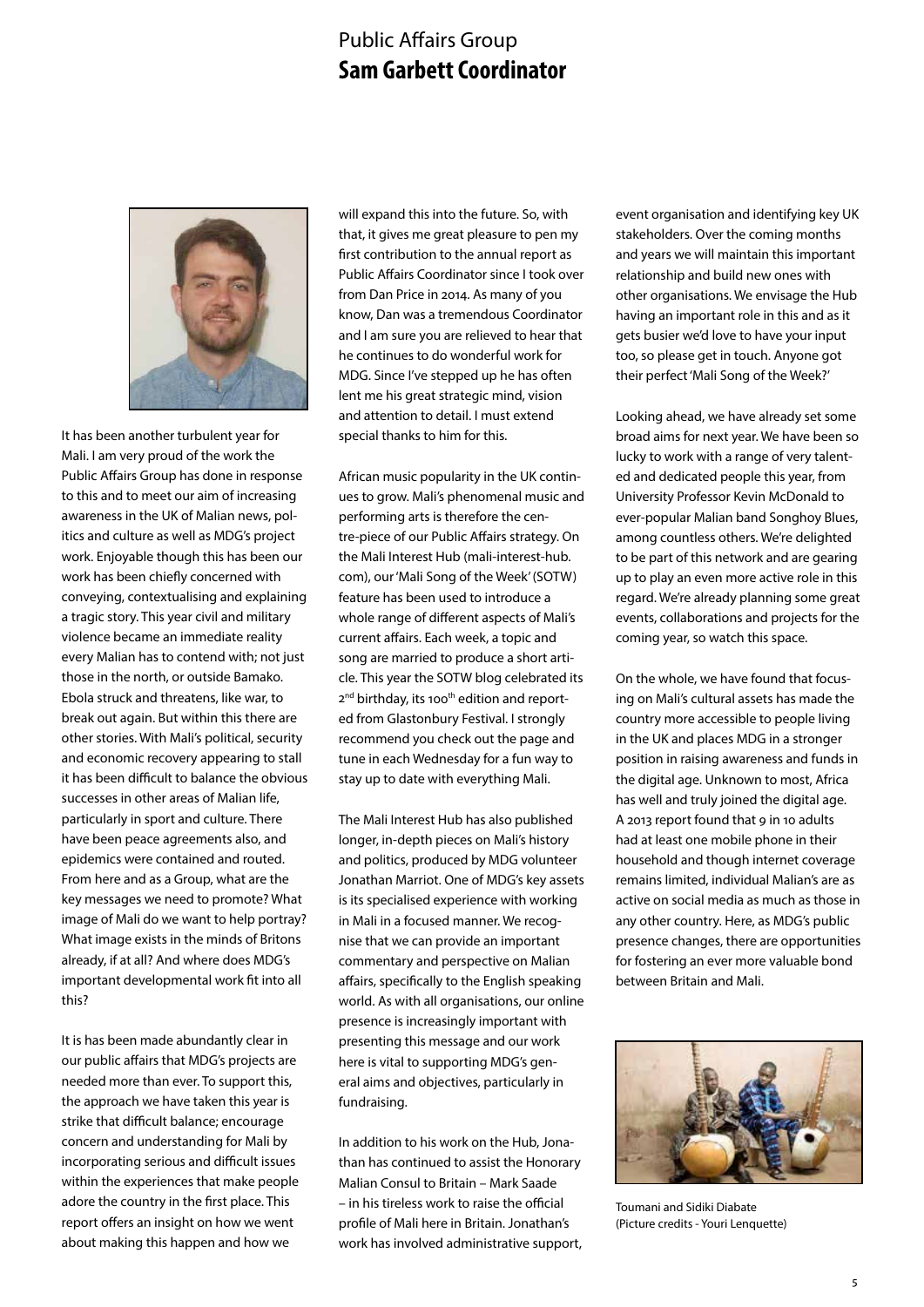# Public Affairs Group
## Sam Garbett Coordinator

It has been another turbulent year for Mali. I am very proud of the work the Public Affairs Group has done in response to this and to meet our aim of increasing awareness in the UK of Malian news, politics and culture as well as MDG's project work. Enjoyable though this has been our work has been chiefly concerned with conveying, contextualising and explaining a tragic story. This year civil and military violence became an immediate reality every Malian has to contend with; not just those in the north, or outside Bamako. Ebola struck and threatens, like war, to break out again. But within this there are other stories. With Mali's political, security and economic recovery appearing to stall it has been difficult to balance the obvious successes in other areas of Malian life, particularly in sport and culture. There have been peace agreements also, and epidemics were contained and routed. From here and as a Group, what are the key messages we need to promote? What image of Mali do we want to help portray? What image exists in the minds of Britons already, if at all? And where does MDG's important developmental work fit into all this?

It is has been made abundantly clear in our public affairs that MDG's projects are needed more than ever. To support this, the approach we have taken this year is strike that difficult balance; encourage concern and understanding for Mali by incorporating serious and difficult issues within the experiences that make people adore the country in the first place. This report offers an insight on how we went about making this happen and how we will expand this into the future. So, with that, it gives me great pleasure to pen my first contribution to the annual report as Public Affairs Coordinator since I took over from Dan Price in 2014. As many of you know, Dan was a tremendous Coordinator and I am sure you are relieved to hear that he continues to do wonderful work for MDG. Since I've stepped up he has often lent me his great strategic mind, vision and attention to detail. I must extend special thanks to him for this.

African music popularity in the UK continues to grow. Mali's phenomenal music and performing arts is therefore the centre-piece of our Public Affairs strategy. On the Mali Interest Hub (mali-interest-hub.com), our 'Mali Song of the Week' (SOTW) feature has been used to introduce a whole range of different aspects of Mali's current affairs. Each week, a topic and song are married to produce a short article. This year the SOTW blog celebrated its 2nd birthday, its 100th edition and reported from Glastonbury Festival. I strongly recommend you check out the page and tune in each Wednesday for a fun way to stay up to date with everything Mali.

The Mali Interest Hub has also published longer, in-depth pieces on Mali's history and politics, produced by MDG volunteer Jonathan Marriot. One of MDG's key assets is its specialised experience with working in Mali in a focused manner. We recognise that we can provide an important commentary and perspective on Malian affairs, specifically to the English speaking world. As with all organisations, our online presence is increasingly important with presenting this message and our work here is vital to supporting MDG's general aims and objectives, particularly in fundraising.

In addition to his work on the Hub, Jonathan has continued to assist the Honorary Malian Consul to Britain – Mark Saade – in his tireless work to raise the official profile of Mali here in Britain. Jonathan's work has involved administrative support, event organisation and identifying key UK stakeholders. Over the coming months and years we will maintain this important relationship and build new ones with other organisations. We envisage the Hub having an important role in this and as it gets busier we'd love to have your input too, so please get in touch. Anyone got their perfect 'Mali Song of the Week?'

Looking ahead, we have already set some broad aims for next year. We have been so lucky to work with a range of very talented and dedicated people this year, from University Professor Kevin McDonald to ever-popular Malian band Songhoy Blues, among countless others. We're delighted to be part of this network and are gearing up to play an even more active role in this regard. We're already planning some great events, collaborations and projects for the coming year, so watch this space.

On the whole, we have found that focusing on Mali's cultural assets has made the country more accessible to people living in the UK and places MDG in a stronger position in raising awareness and funds in the digital age. Unknown to most, Africa has well and truly joined the digital age. A 2013 report found that 9 in 10 adults had at least one mobile phone in their household and though internet coverage remains limited, individual Malian's are as active on social media as much as those in any other country. Here, as MDG's public presence changes, there are opportunities for fostering an ever more valuable bond between Britain and Mali.

Toumani and Sidiki Diabate (Picture credits - Youri Lenquette)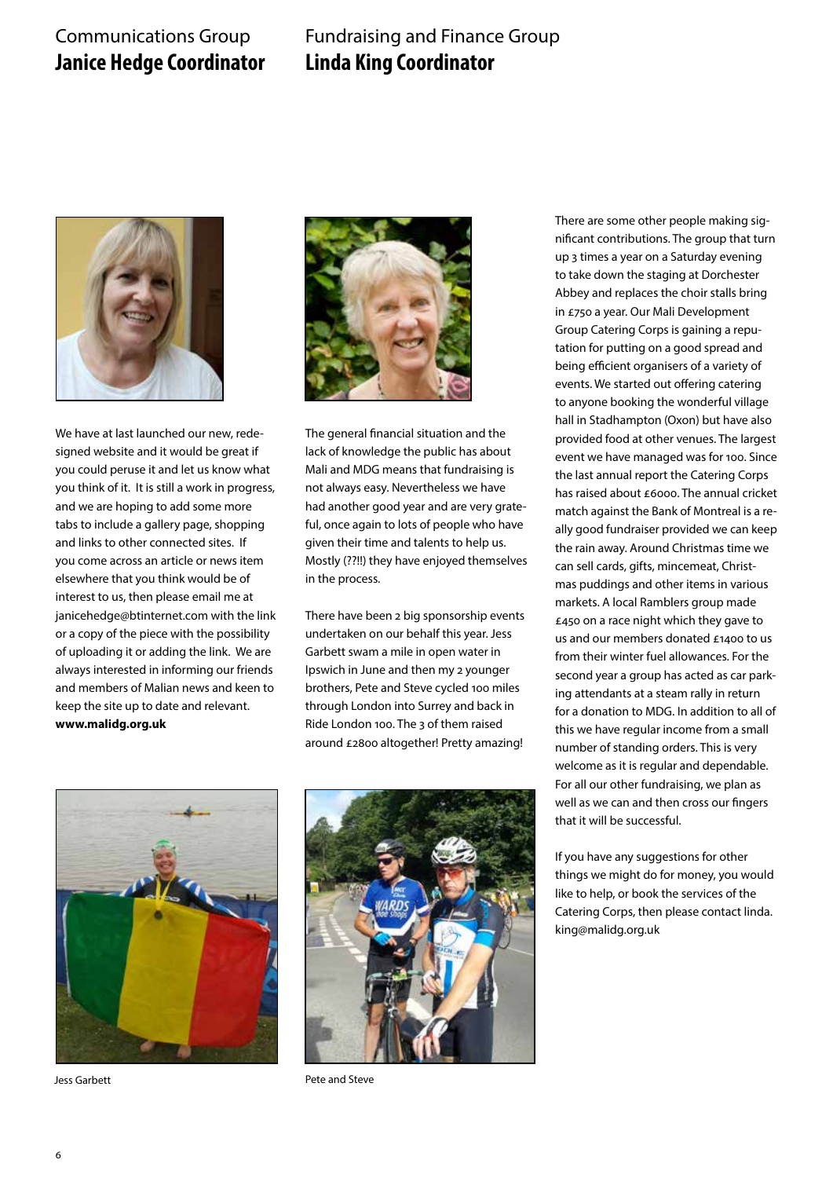## Communications Group
## **Janice Hedge Coordinator**

We have at last launched our new, redesigned website and it would be great if you could peruse it and let us know what you think of it. It is still a work in progress, and we are hoping to add some more tabs to include a gallery page, shopping and links to other connected sites. If you come across an article or news item elsewhere that you think would be of interest to us, then please email me at janicehedge@btinternet.com with the link or a copy of the piece with the possibility of uploading it or adding the link. We are always interested in informing our friends and members of Malian news and keen to keep the site up to date and relevant. **www.malidg.org.uk**

Jess Garbett

## Fundraising and Finance Group
## **Linda King Coordinator**

The general financial situation and the lack of knowledge the public has about Mali and MDG means that fundraising is not always easy. Nevertheless we have had another good year and are very grateful, once again to lots of people who have given their time and talents to help us. Mostly (??!!) they have enjoyed themselves in the process.

There have been 2 big sponsorship events undertaken on our behalf this year. Jess Garbett swam a mile in open water in Ipswich in June and then my 2 younger brothers, Pete and Steve cycled 100 miles through London into Surrey and back in Ride London 100. The 3 of them raised around £2800 altogether! Pretty amazing!

Pete and Steve

There are some other people making significant contributions. The group that turn up 3 times a year on a Saturday evening to take down the staging at Dorchester Abbey and replaces the choir stalls bring in £750 a year. Our Mali Development Group Catering Corps is gaining a reputation for putting on a good spread and being efficient organisers of a variety of events. We started out offering catering to anyone booking the wonderful village hall in Stadhampton (Oxon) but have also provided food at other venues. The largest event we have managed was for 100. Since the last annual report the Catering Corps has raised about £6000. The annual cricket match against the Bank of Montreal is a really good fundraiser provided we can keep the rain away. Around Christmas time we can sell cards, gifts, mincemeat, Christmas puddings and other items in various markets. A local Ramblers group made £450 on a race night which they gave to us and our members donated £1400 to us from their winter fuel allowances. For the second year a group has acted as car parking attendants at a steam rally in return for a donation to MDG. In addition to all of this we have regular income from a small number of standing orders. This is very welcome as it is regular and dependable. For all our other fundraising, we plan as well as we can and then cross our fingers that it will be successful.

If you have any suggestions for other things we might do for money, you would like to help, or book the services of the Catering Corps, then please contact linda.king@malidg.org.uk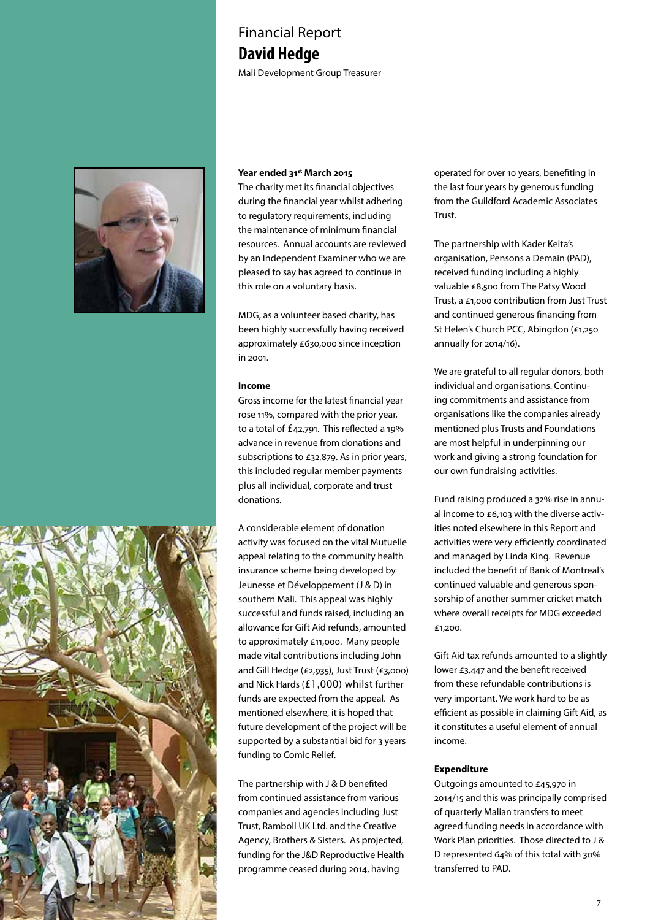# Financial Report

## David Hedge

Mali Development Group Treasurer

**Year ended 31st March 2015**

The charity met its financial objectives during the financial year whilst adhering to regulatory requirements, including the maintenance of minimum financial resources. Annual accounts are reviewed by an Independent Examiner who we are pleased to say has agreed to continue in this role on a voluntary basis.

MDG, as a volunteer based charity, has been highly successfully having received approximately £630,000 since inception in 2001.

**Income**

Gross income for the latest financial year rose 11%, compared with the prior year, to a total of £42,791. This reflected a 19% advance in revenue from donations and subscriptions to £32,879. As in prior years, this included regular member payments plus all individual, corporate and trust donations.

A considerable element of donation activity was focused on the vital Mutuelle appeal relating to the community health insurance scheme being developed by Jeunesse et Développement (J & D) in southern Mali. This appeal was highly successful and funds raised, including an allowance for Gift Aid refunds, amounted to approximately £11,000. Many people made vital contributions including John and Gill Hedge (£2,935), Just Trust (£3,000) and Nick Hards (£1,000) whilst further funds are expected from the appeal. As mentioned elsewhere, it is hoped that future development of the project will be supported by a substantial bid for 3 years funding to Comic Relief.

The partnership with J & D benefited from continued assistance from various companies and agencies including Just Trust, Ramboll UK Ltd. and the Creative Agency, Brothers & Sisters. As projected, funding for the J&D Reproductive Health programme ceased during 2014, having operated for over 10 years, benefiting in the last four years by generous funding from the Guildford Academic Associates Trust.

The partnership with Kader Keita's organisation, Pensons a Demain (PAD), received funding including a highly valuable £8,500 from The Patsy Wood Trust, a £1,000 contribution from Just Trust and continued generous financing from St Helen's Church PCC, Abingdon (£1,250 annually for 2014/16).

We are grateful to all regular donors, both individual and organisations. Continuing commitments and assistance from organisations like the companies already mentioned plus Trusts and Foundations are most helpful in underpinning our work and giving a strong foundation for our own fundraising activities.

Fund raising produced a 32% rise in annual income to £6,103 with the diverse activities noted elsewhere in this Report and activities were very efficiently coordinated and managed by Linda King. Revenue included the benefit of Bank of Montreal's continued valuable and generous sponsorship of another summer cricket match where overall receipts for MDG exceeded £1,200.

Gift Aid tax refunds amounted to a slightly lower £3,447 and the benefit received from these refundable contributions is very important. We work hard to be as efficient as possible in claiming Gift Aid, as it constitutes a useful element of annual income.

**Expenditure**

Outgoings amounted to £45,970 in 2014/15 and this was principally comprised of quarterly Malian transfers to meet agreed funding needs in accordance with Work Plan priorities. Those directed to J & D represented 64% of this total with 30% transferred to PAD.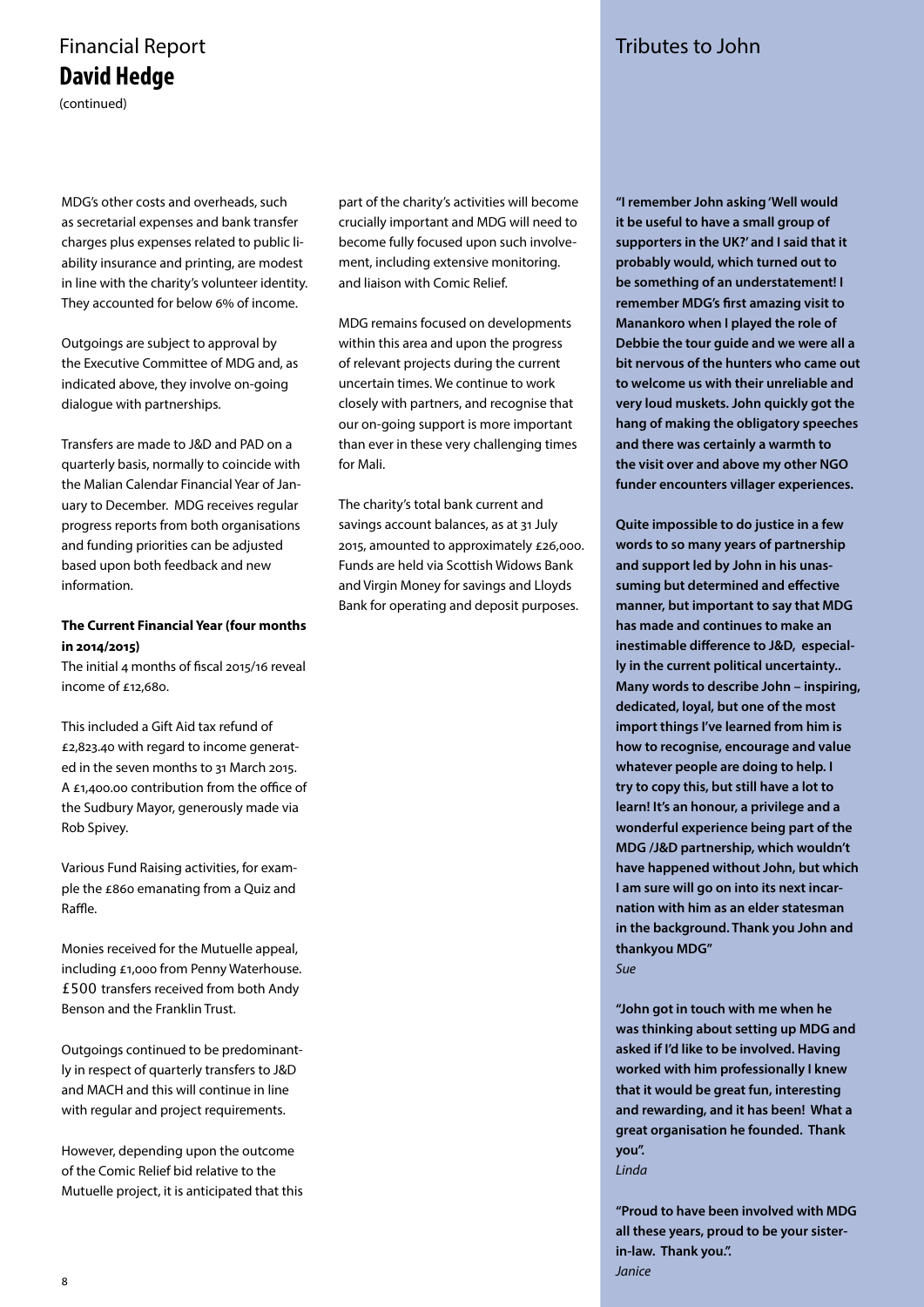# Financial Report
## David Hedge

(continued)

MDG's other costs and overheads, such as secretarial expenses and bank transfer charges plus expenses related to public liability insurance and printing, are modest in line with the charity's volunteer identity. They accounted for below 6% of income.

Outgoings are subject to approval by the Executive Committee of MDG and, as indicated above, they involve on-going dialogue with partnerships.

Transfers are made to J&D and PAD on a quarterly basis, normally to coincide with the Malian Calendar Financial Year of January to December. MDG receives regular progress reports from both organisations and funding priorities can be adjusted based upon both feedback and new information.

**The Current Financial Year (four months in 2014/2015)**

The initial 4 months of fiscal 2015/16 reveal income of £12,680.

This included a Gift Aid tax refund of £2,823.40 with regard to income generated in the seven months to 31 March 2015. A £1,400.00 contribution from the office of the Sudbury Mayor, generously made via Rob Spivey.

Various Fund Raising activities, for example the £860 emanating from a Quiz and Raffle.

Monies received for the Mutuelle appeal, including £1,000 from Penny Waterhouse. £500 transfers received from both Andy Benson and the Franklin Trust.

Outgoings continued to be predominantly in respect of quarterly transfers to J&D and MACH and this will continue in line with regular and project requirements.

However, depending upon the outcome of the Comic Relief bid relative to the Mutuelle project, it is anticipated that this part of the charity's activities will become crucially important and MDG will need to become fully focused upon such involvement, including extensive monitoring. and liaison with Comic Relief.

MDG remains focused on developments within this area and upon the progress of relevant projects during the current uncertain times. We continue to work closely with partners, and recognise that our on-going support is more important than ever in these very challenging times for Mali.

The charity's total bank current and savings account balances, as at 31 July 2015, amounted to approximately £26,000. Funds are held via Scottish Widows Bank and Virgin Money for savings and Lloyds Bank for operating and deposit purposes.

# Tributes to John

**"I remember John asking 'Well would it be useful to have a small group of supporters in the UK?' and I said that it probably would, which turned out to be something of an understatement! I remember MDG's first amazing visit to Manankoro when I played the role of Debbie the tour guide and we were all a bit nervous of the hunters who came out to welcome us with their unreliable and very loud muskets. John quickly got the hang of making the obligatory speeches and there was certainly a warmth to the visit over and above my other NGO funder encounters villager experiences.**

**Quite impossible to do justice in a few words to so many years of partnership and support led by John in his unassuming but determined and effective manner, but important to say that MDG has made and continues to make an inestimable difference to J&D, especially in the current political uncertainty.. Many words to describe John – inspiring, dedicated, loyal, but one of the most import things I've learned from him is how to recognise, encourage and value whatever people are doing to help. I try to copy this, but still have a lot to learn! It's an honour, a privilege and a wonderful experience being part of the MDG /J&D partnership, which wouldn't have happened without John, but which I am sure will go on into its next incarnation with him as an elder statesman in the background. Thank you John and thankyou MDG"**

*Sue*

**"John got in touch with me when he was thinking about setting up MDG and asked if I'd like to be involved. Having worked with him professionally I knew that it would be great fun, interesting and rewarding, and it has been! What a great organisation he founded. Thank you".**

*Linda*

**"Proud to have been involved with MDG all these years, proud to be your sister-in-law. Thank you.".**

*Janice*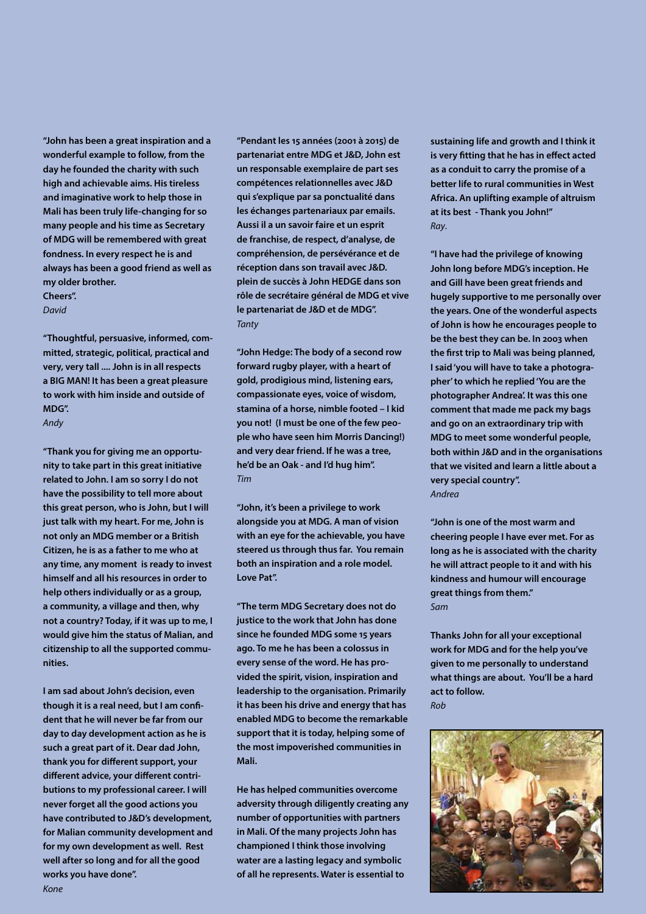**"John has been a great inspiration and a wonderful example to follow, from the day he founded the charity with such high and achievable aims. His tireless and imaginative work to help those in Mali has been truly life-changing for so many people and his time as Secretary of MDG will be remembered with great fondness. In every respect he is and always has been a good friend as well as my older brother.**
**Cheers".**
*David*

**"Thoughtful, persuasive, informed, committed, strategic, political, practical and very, very tall .... John is in all respects a BIG MAN! It has been a great pleasure to work with him inside and outside of MDG".**
*Andy*

**"Thank you for giving me an opportunity to take part in this great initiative related to John. I am so sorry I do not have the possibility to tell more about this great person, who is John, but I will just talk with my heart. For me, John is not only an MDG member or a British Citizen, he is as a father to me who at any time, any moment is ready to invest himself and all his resources in order to help others individually or as a group, a community, a village and then, why not a country? Today, if it was up to me, I would give him the status of Malian, and citizenship to all the supported communities.**

**I am sad about John's decision, even though it is a real need, but I am confident that he will never be far from our day to day development action as he is such a great part of it. Dear dad John, thank you for different support, your different advice, your different contributions to my professional career. I will never forget all the good actions you have contributed to J&D's development, for Malian community development and for my own development as well. Rest well after so long and for all the good works you have done".**
*Kone*

**"Pendant les 15 années (2001 à 2015) de partenariat entre MDG et J&D, John est un responsable exemplaire de part ses compétences relationnelles avec J&D qui s'explique par sa ponctualité dans les échanges partenariaux par emails. Aussi il a un savoir faire et un esprit de franchise, de respect, d'analyse, de compréhension, de persévérance et de réception dans son travail avec J&D. plein de succès à John HEDGE dans son rôle de secrétaire général de MDG et vive le partenariat de J&D et de MDG".**
*Tanty*

**"John Hedge: The body of a second row forward rugby player, with a heart of gold, prodigious mind, listening ears, compassionate eyes, voice of wisdom, stamina of a horse, nimble footed – I kid you not! (I must be one of the few people who have seen him Morris Dancing!) and very dear friend. If he was a tree, he'd be an Oak - and I'd hug him".**
*Tim*

**"John, it's been a privilege to work alongside you at MDG. A man of vision with an eye for the achievable, you have steered us through thus far. You remain both an inspiration and a role model. Love Pat".**

**"The term MDG Secretary does not do justice to the work that John has done since he founded MDG some 15 years ago. To me he has been a colossus in every sense of the word. He has provided the spirit, vision, inspiration and leadership to the organisation. Primarily it has been his drive and energy that has enabled MDG to become the remarkable support that it is today, helping some of the most impoverished communities in Mali.**

**He has helped communities overcome adversity through diligently creating any number of opportunities with partners in Mali. Of the many projects John has championed I think those involving water are a lasting legacy and symbolic of all he represents. Water is essential to sustaining life and growth and I think it is very fitting that he has in effect acted as a conduit to carry the promise of a better life to rural communities in West Africa. An uplifting example of altruism at its best - Thank you John!"**
*Ray.*

**"I have had the privilege of knowing John long before MDG's inception. He and Gill have been great friends and hugely supportive to me personally over the years. One of the wonderful aspects of John is how he encourages people to be the best they can be. In 2003 when the first trip to Mali was being planned, I said 'you will have to take a photographer' to which he replied 'You are the photographer Andrea'. It was this one comment that made me pack my bags and go on an extraordinary trip with MDG to meet some wonderful people, both within J&D and in the organisations that we visited and learn a little about a very special country".**
*Andrea*

**"John is one of the most warm and cheering people I have ever met. For as long as he is associated with the charity he will attract people to it and with his kindness and humour will encourage great things from them."**
*Sam*

**Thanks John for all your exceptional work for MDG and for the help you've given to me personally to understand what things are about. You'll be a hard act to follow.**
*Rob*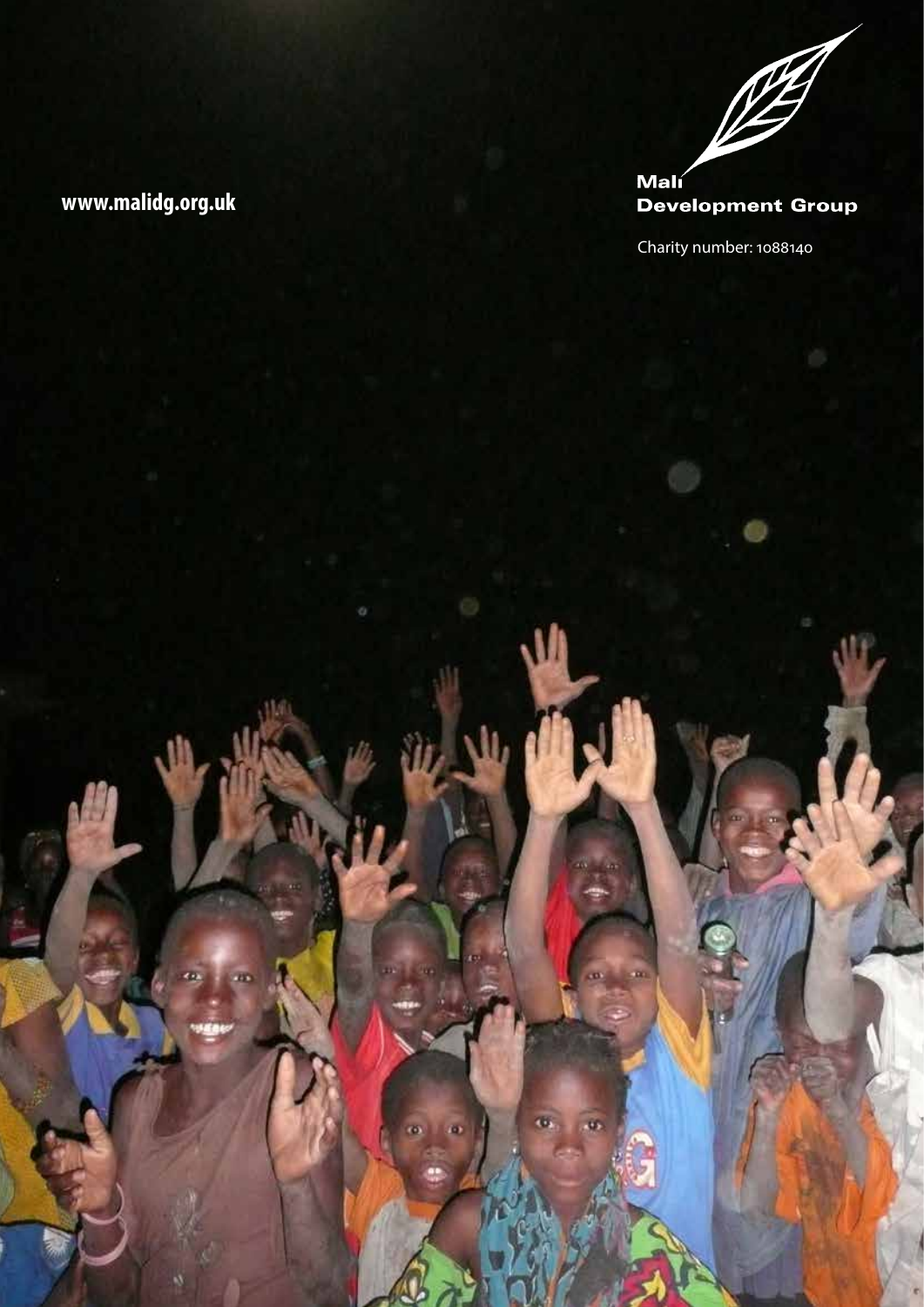www.malidg.org.uk

Mali Development Group

Charity number: 1088140